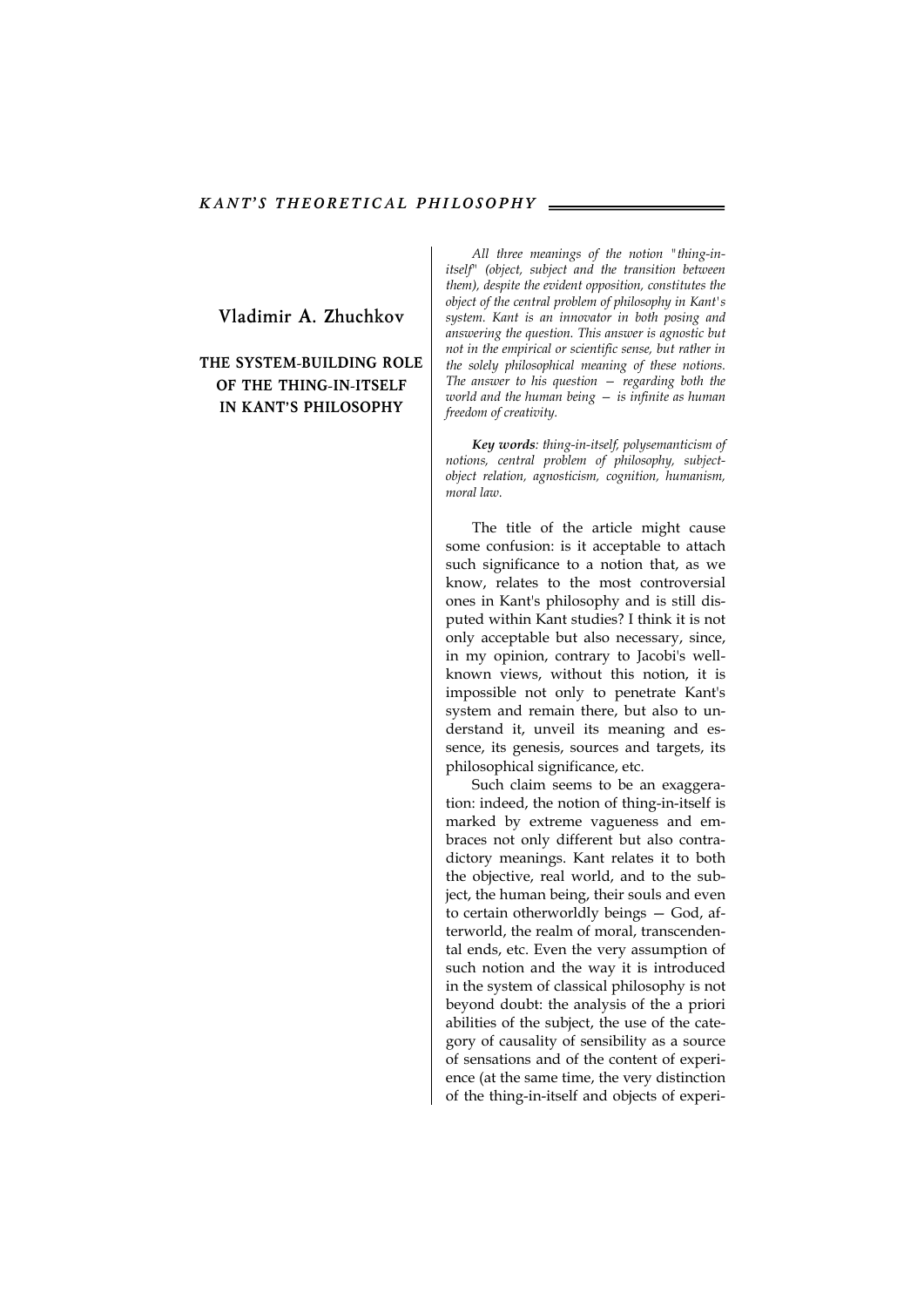# Vladimir A. Zhuchkov

## THE SYSTEM-BUILDING ROLE OF THE THING-IN-ITSELF IN KANT'S PHILOSOPHY

*All three meanings of the notion "thing-in-itself" (object, subject and the transition between them), despite the evident opposition, constitutes the object of the central problem of philosophy in Kant's system. Kant is an innovator in both posing and answering the question. This answer is agnostic but not in the empirical or scientific sense, but rather in the solely philosophical meaning of these notions. The answer to his question — regarding both the world and the human being — is infinite as human freedom of creativity.*

***Key words**: thing-in-itself, polysemanticism of notions, central problem of philosophy, subject-object relation, agnosticism, cognition, humanism, moral law.*

The title of the article might cause some confusion: is it acceptable to attach such significance to a notion that, as we know, relates to the most controversial ones in Kant's philosophy and is still disputed within Kant studies? I think it is not only acceptable but also necessary, since, in my opinion, contrary to Jacobi's well-known views, without this notion, it is impossible not only to penetrate Kant's system and remain there, but also to understand it, unveil its meaning and essence, its genesis, sources and targets, its philosophical significance, etc.

Such claim seems to be an exaggeration: indeed, the notion of thing-in-itself is marked by extreme vagueness and embraces not only different but also contradictory meanings. Kant relates it to both the objective, real world, and to the subject, the human being, their souls and even to certain otherworldly beings — God, afterworld, the realm of moral, transcendental ends, etc. Even the very assumption of such notion and the way it is introduced in the system of classical philosophy is not beyond doubt: the analysis of the a priori abilities of the subject, the use of the category of causality of sensibility as a source of sensations and of the content of experience (at the same time, the very distinction of the thing-in-itself and objects of experi-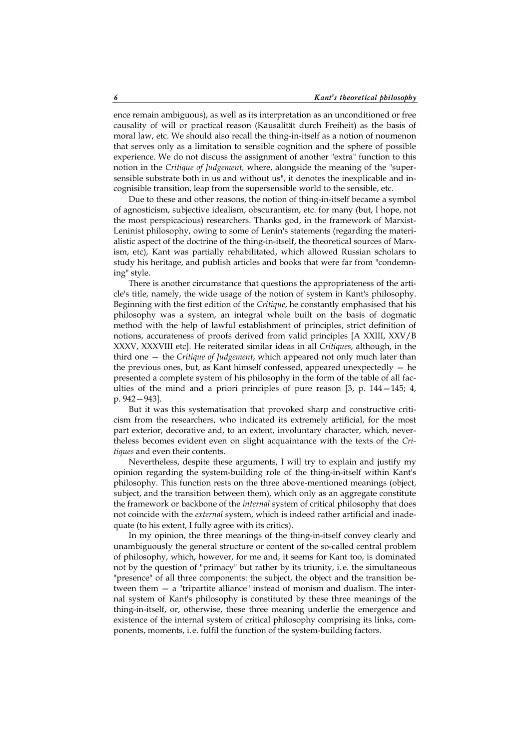ence remain ambiguous), as well as its interpretation as an unconditioned or free causality of will or practical reason (Kausalität durch Freiheit) as the basis of moral law, etc. We should also recall the thing-in-itself as a notion of noumenon that serves only as a limitation to sensible cognition and the sphere of possible experience. We do not discuss the assignment of another "extra" function to this notion in the *Critique of Judgement,* where, alongside the meaning of the "supersensible substrate both in us and without us", it denotes the inexplicable and incognisible transition, leap from the supersensible world to the sensible, etc.

Due to these and other reasons, the notion of thing-in-itself became a symbol of agnosticism, subjective idealism, obscurantism, etc. for many (but, I hope, not the most perspicacious) researchers. Thanks god, in the framework of Marxist-Leninist philosophy, owing to some of Lenin's statements (regarding the materialistic aspect of the doctrine of the thing-in-itself, the theoretical sources of Marxism, etc), Kant was partially rehabilitated, which allowed Russian scholars to study his heritage, and publish articles and books that were far from "condemning" style.

There is another circumstance that questions the appropriateness of the article's title, namely, the wide usage of the notion of system in Kant's philosophy. Beginning with the first edition of the *Critique*, he constantly emphasised that his philosophy was a system, an integral whole built on the basis of dogmatic method with the help of lawful establishment of principles, strict definition of notions, accurateness of proofs derived from valid principles [A XXIII, XXV/B XXXV, XXXVIII etc]. He reiterated similar ideas in all *Critiques*, although, in the third one — the *Critique of Judgement*, which appeared not only much later than the previous ones, but, as Kant himself confessed, appeared unexpectedly — he presented a complete system of his philosophy in the form of the table of all faculties of the mind and a priori principles of pure reason [3, p. 144—145; 4, p. 942—943].

But it was this systematisation that provoked sharp and constructive criticism from the researchers, who indicated its extremely artificial, for the most part exterior, decorative and, to an extent, involuntary character, which, nevertheless becomes evident even on slight acquaintance with the texts of the *Critiques* and even their contents.

Nevertheless, despite these arguments, I will try to explain and justify my opinion regarding the system-building role of the thing-in-itself within Kant's philosophy. This function rests on the three above-mentioned meanings (object, subject, and the transition between them), which only as an aggregate constitute the framework or backbone of the *internal* system of critical philosophy that does not coincide with the *external* system, which is indeed rather artificial and inadequate (to his extent, I fully agree with its critics).

In my opinion, the three meanings of the thing-in-itself convey clearly and unambiguously the general structure or content of the so-called central problem of philosophy, which, however, for me and, it seems for Kant too, is dominated not by the question of "primacy" but rather by its triunity, i. e. the simultaneous "presence" of all three components: the subject, the object and the transition between them — a "tripartite alliance" instead of monism and dualism. The internal system of Kant's philosophy is constituted by these three meanings of the thing-in-itself, or, otherwise, these three meaning underlie the emergence and existence of the internal system of critical philosophy comprising its links, components, moments, i. e. fulfil the function of the system-building factors.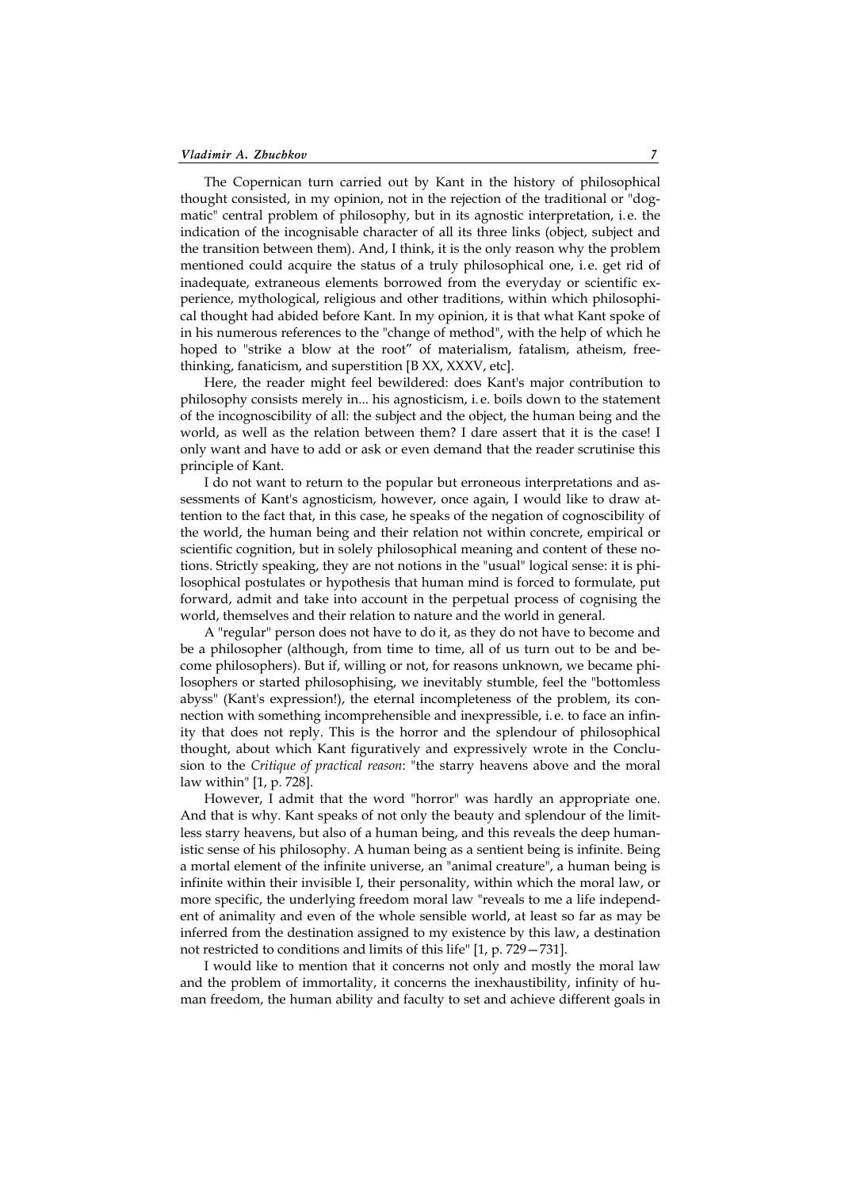The Copernican turn carried out by Kant in the history of philosophical thought consisted, in my opinion, not in the rejection of the traditional or "dogmatic" central problem of philosophy, but in its agnostic interpretation, i. e. the indication of the incognisable character of all its three links (object, subject and the transition between them). And, I think, it is the only reason why the problem mentioned could acquire the status of a truly philosophical one, i. e. get rid of inadequate, extraneous elements borrowed from the everyday or scientific experience, mythological, religious and other traditions, within which philosophical thought had abided before Kant. In my opinion, it is that what Kant spoke of in his numerous references to the "change of method", with the help of which he hoped to "strike a blow at the root" of materialism, fatalism, atheism, free-thinking, fanaticism, and superstition [B XX, XXXV, etc].

Here, the reader might feel bewildered: does Kant's major contribution to philosophy consists merely in... his agnosticism, i. e. boils down to the statement of the incognoscibility of all: the subject and the object, the human being and the world, as well as the relation between them? I dare assert that it is the case! I only want and have to add or ask or even demand that the reader scrutinise this principle of Kant.

I do not want to return to the popular but erroneous interpretations and assessments of Kant's agnosticism, however, once again, I would like to draw attention to the fact that, in this case, he speaks of the negation of cognoscibility of the world, the human being and their relation not within concrete, empirical or scientific cognition, but in solely philosophical meaning and content of these notions. Strictly speaking, they are not notions in the "usual" logical sense: it is philosophical postulates or hypothesis that human mind is forced to formulate, put forward, admit and take into account in the perpetual process of cognising the world, themselves and their relation to nature and the world in general.

A "regular" person does not have to do it, as they do not have to become and be a philosopher (although, from time to time, all of us turn out to be and become philosophers). But if, willing or not, for reasons unknown, we became philosophers or started philosophising, we inevitably stumble, feel the "bottomless abyss" (Kant's expression!), the eternal incompleteness of the problem, its connection with something incomprehensible and inexpressible, i. e. to face an infinity that does not reply. This is the horror and the splendour of philosophical thought, about which Kant figuratively and expressively wrote in the Conclusion to the *Critique of practical reason*: "the starry heavens above and the moral law within" [1, p. 728].

However, I admit that the word "horror" was hardly an appropriate one. And that is why. Kant speaks of not only the beauty and splendour of the limitless starry heavens, but also of a human being, and this reveals the deep humanistic sense of his philosophy. A human being as a sentient being is infinite. Being a mortal element of the infinite universe, an "animal creature", a human being is infinite within their invisible I, their personality, within which the moral law, or more specific, the underlying freedom moral law "reveals to me a life independent of animality and even of the whole sensible world, at least so far as may be inferred from the destination assigned to my existence by this law, a destination not restricted to conditions and limits of this life" [1, p. 729—731].

I would like to mention that it concerns not only and mostly the moral law and the problem of immortality, it concerns the inexhaustibility, infinity of human freedom, the human ability and faculty to set and achieve different goals in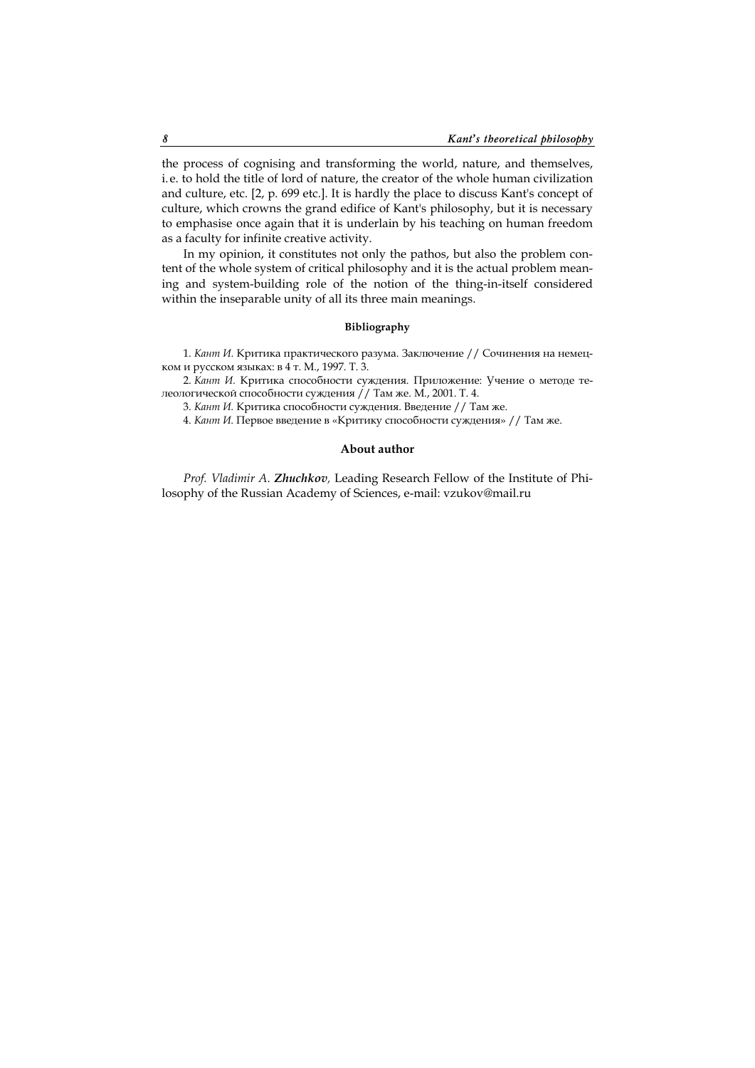the process of cognising and transforming the world, nature, and themselves, i. e. to hold the title of lord of nature, the creator of the whole human civilization and culture, etc. [2, p. 699 etc.]. It is hardly the place to discuss Kant's concept of culture, which crowns the grand edifice of Kant's philosophy, but it is necessary to emphasise once again that it is underlain by his teaching on human freedom as a faculty for infinite creative activity.

In my opinion, it constitutes not only the pathos, but also the problem content of the whole system of critical philosophy and it is the actual problem meaning and system-building role of the notion of the thing-in-itself considered within the inseparable unity of all its three main meanings.

#### Bibliography

1. *Кант И.* Критика практического разума. Заключение // Сочинения на немецком и русском языках: в 4 т. М., 1997. Т. 3.

2. *Кант И.* Критика способности суждения. Приложение: Учение о методе телеологической способности суждения // Там же. М., 2001. Т. 4.

3. *Кант И.* Критика способности суждения. Введение // Там же.

4. *Кант И.* Первое введение в «Критику способности суждения» // Там же.

### About author

*Prof. Vladimir A.* ***Zhuchkov***, Leading Research Fellow of the Institute of Philosophy of the Russian Academy of Sciences, e-mail: vzukov@mail.ru